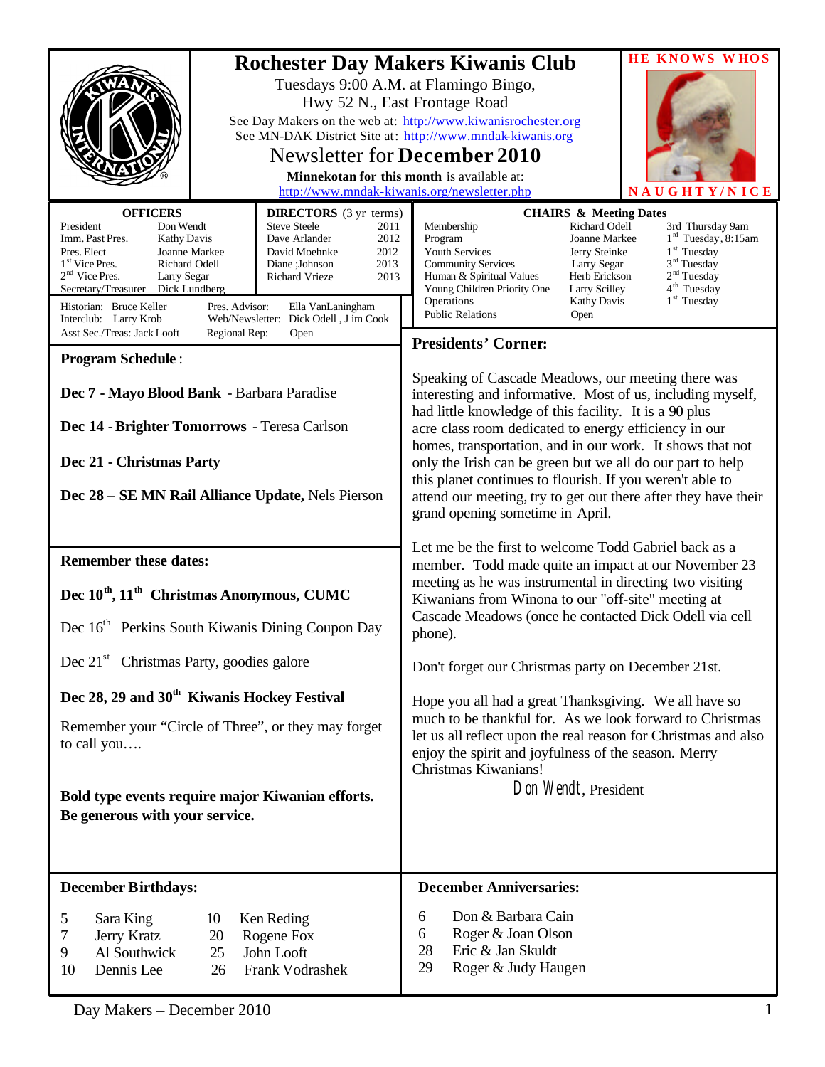# Rochester Day Makers Kiwanis Club

Tuesdays 9:00 A.M. at Flamingo Bingo,
Hwy 52 N., East Frontage Road

See Day Makers on the web at: http://www.kiwanisrochester.org
See MN-DAK District Site at: http://www.mndak-kiwanis.org

Newsletter for **December 2010**

**Minnekotan for this month** is available at:
http://www.mndak-kiwanis.org/newsletter.php

**HE KNOWS WHOS**
**NAUGHTY/NICE**

| OFFICERS | |
|---|---|
| President | Don Wendt |
| Imm. Past Pres. | Kathy Davis |
| Pres. Elect | Joanne Markee |
| 1st Vice Pres. | Richard Odell |
| 2nd Vice Pres. | Larry Segar |
| Secretary/Treasurer | Dick Lundberg |

| DIRECTORS (3 yr terms) | |
|---|---|
| Steve Steele | 2011 |
| Dave Arlander | 2012 |
| David Moehnke | 2012 |
| Diane ;Johnson | 2013 |
| Richard Vrieze | 2013 |

Historian: Bruce Keller
Interclub: Larry Krob
Asst Sec./Treas: Jack Looft
Pres. Advisor: Ella VanLaningham
Web/Newsletter: Dick Odell , J im Cook
Regional Rep: Open

| CHAIRS & Meeting Dates | | |
|---|---|---|
| Membership | Richard Odell | 3rd Thursday 9am |
| Program | Joanne Markee | 1st Tuesday, 8:15am |
| Youth Services | Jerry Steinke | 1st Tuesday |
| Community Services | Larry Segar | 3rd Tuesday |
| Human & Spiritual Values | Herb Erickson | 2nd Tuesday |
| Young Children Priority One | Larry Scilley | 4th Tuesday |
| Operations | Kathy Davis | 1st Tuesday |
| Public Relations | Open | |

## Program Schedule:

**Dec 7 - Mayo Blood Bank** - Barbara Paradise

**Dec 14 - Brighter Tomorrows** - Teresa Carlson

**Dec 21 - Christmas Party**

**Dec 28 – SE MN Rail Alliance Update,** Nels Pierson

## Remember these dates:

**Dec 10th, 11th Christmas Anonymous, CUMC**

Dec 16th Perkins South Kiwanis Dining Coupon Day

Dec 21st Christmas Party, goodies galore

**Dec 28, 29 and 30th Kiwanis Hockey Festival**

Remember your "Circle of Three", or they may forget to call you….

**Bold type events require major Kiwanian efforts. Be generous with your service.**

## Presidents' Corner:

Speaking of Cascade Meadows, our meeting there was interesting and informative. Most of us, including myself, had little knowledge of this facility. It is a 90 plus acre class room dedicated to energy efficiency in our homes, transportation, and in our work. It shows that not only the Irish can be green but we all do our part to help this planet continues to flourish. If you weren't able to attend our meeting, try to get out there after they have their grand opening sometime in April.

Let me be the first to welcome Todd Gabriel back as a member. Todd made quite an impact at our November 23 meeting as he was instrumental in directing two visiting Kiwanians from Winona to our "off-site" meeting at Cascade Meadows (once he contacted Dick Odell via cell phone).

Don't forget our Christmas party on December 21st.

Hope you all had a great Thanksgiving. We all have so much to be thankful for. As we look forward to Christmas let us all reflect upon the real reason for Christmas and also enjoy the spirit and joyfulness of the season. Merry Christmas Kiwanians!

Don Wendt, President

## December Birthdays:

| | | | |
|---|---|---|---|
| 5 | Sara King | 10 | Ken Reding |
| 7 | Jerry Kratz | 20 | Rogene Fox |
| 9 | Al Southwick | 25 | John Looft |
| 10 | Dennis Lee | 26 | Frank Vodrashek |

## December Anniversaries:

| | |
|---|---|
| 6 | Don & Barbara Cain |
| 6 | Roger & Joan Olson |
| 28 | Eric & Jan Skuldt |
| 29 | Roger & Judy Haugen |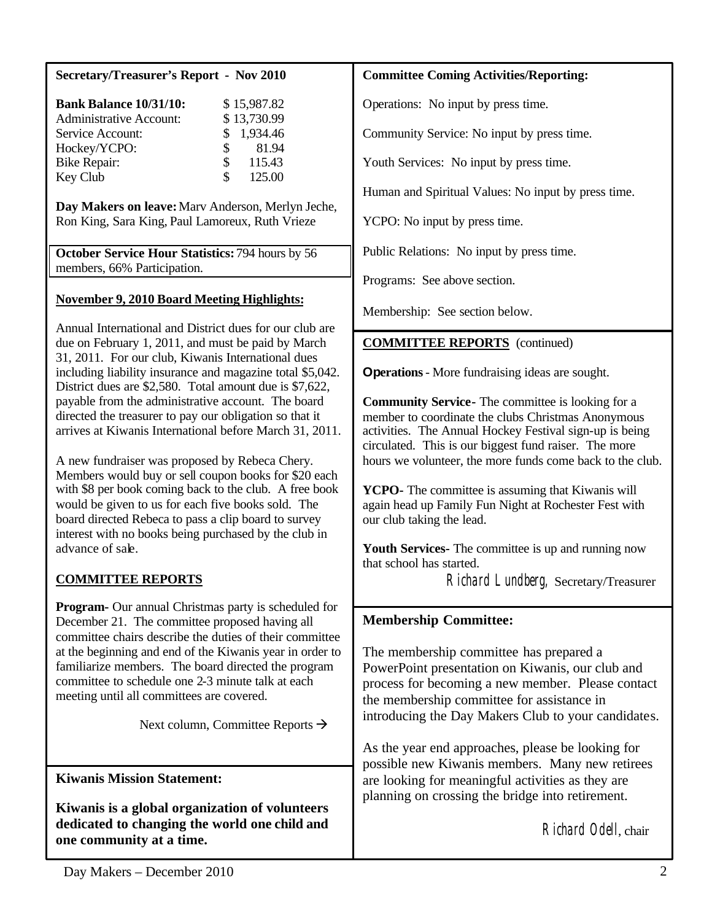## Secretary/Treasurer's Report - Nov 2010

| | |
|---|---|
| **Bank Balance 10/31/10:** | $ 15,987.82 |
| Administrative Account: | $ 13,730.99 |
| Service Account: | $ 1,934.46 |
| Hockey/YCPO: | $ 81.94 |
| Bike Repair: | $ 115.43 |
| Key Club | $ 125.00 |

**Day Makers on leave:** Marv Anderson, Merlyn Jeche, Ron King, Sara King, Paul Lamoreux, Ruth Vrieze

**October Service Hour Statistics:** 794 hours by 56 members, 66% Participation.

### November 9, 2010 Board Meeting Highlights:

Annual International and District dues for our club are due on February 1, 2011, and must be paid by March 31, 2011. For our club, Kiwanis International dues including liability insurance and magazine total $5,042. District dues are $2,580. Total amount due is $7,622, payable from the administrative account. The board directed the treasurer to pay our obligation so that it arrives at Kiwanis International before March 31, 2011.

A new fundraiser was proposed by Rebeca Chery. Members would buy or sell coupon books for $20 each with $8 per book coming back to the club. A free book would be given to us for each five books sold. The board directed Rebeca to pass a clip board to survey interest with no books being purchased by the club in advance of sale.

### COMMITTEE REPORTS

**Program-** Our annual Christmas party is scheduled for December 21. The committee proposed having all committee chairs describe the duties of their committee at the beginning and end of the Kiwanis year in order to familiarize members. The board directed the program committee to schedule one 2-3 minute talk at each meeting until all committees are covered.

Next column, Committee Reports →

## Kiwanis Mission Statement:

**Kiwanis is a global organization of volunteers dedicated to changing the world one child and one community at a time.**

## Committee Coming Activities/Reporting:

Operations: No input by press time.

Community Service: No input by press time.

Youth Services: No input by press time.

Human and Spiritual Values: No input by press time.

YCPO: No input by press time.

Public Relations: No input by press time.

Programs: See above section.

Membership: See section below.

### COMMITTEE REPORTS (continued)

**Operations** - More fundraising ideas are sought.

**Community Service**- The committee is looking for a member to coordinate the clubs Christmas Anonymous activities. The Annual Hockey Festival sign-up is being circulated. This is our biggest fund raiser. The more hours we volunteer, the more funds come back to the club.

**YCPO-** The committee is assuming that Kiwanis will again head up Family Fun Night at Rochester Fest with our club taking the lead.

**Youth Services-** The committee is up and running now that school has started.

*Richard Lundberg*, Secretary/Treasurer

## Membership Committee:

The membership committee has prepared a PowerPoint presentation on Kiwanis, our club and process for becoming a new member. Please contact the membership committee for assistance in introducing the Day Makers Club to your candidates.

As the year end approaches, please be looking for possible new Kiwanis members. Many new retirees are looking for meaningful activities as they are planning on crossing the bridge into retirement.

*Richard Odell*, chair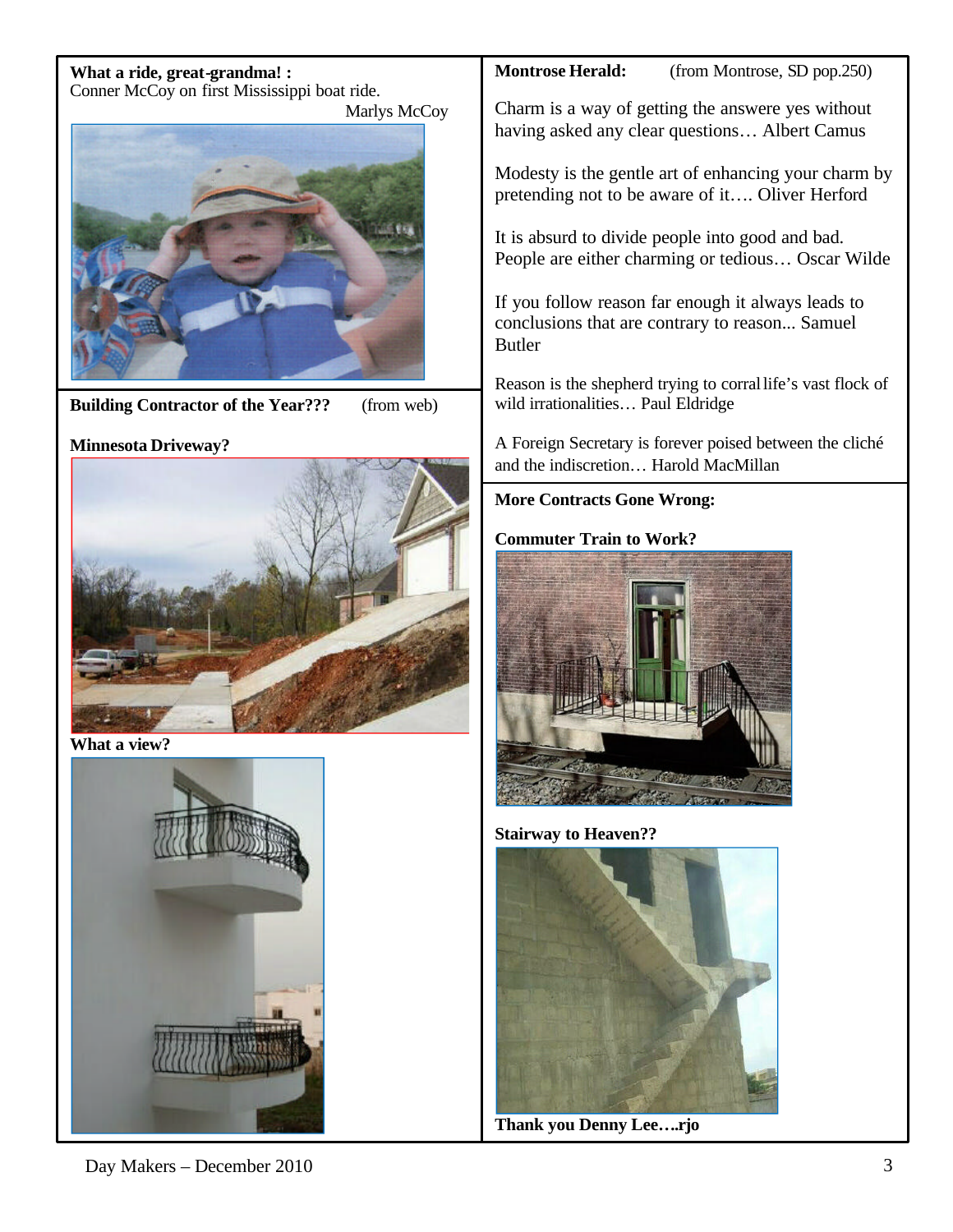**What a ride, great-grandma! :**
Conner McCoy on first Mississippi boat ride.

Marlys McCoy

**Building Contractor of the Year???** (from web)

**Minnesota Driveway?**

**What a view?**

**Montrose Herald:** (from Montrose, SD pop.250)

Charm is a way of getting the answere yes without having asked any clear questions… Albert Camus

Modesty is the gentle art of enhancing your charm by pretending not to be aware of it…. Oliver Herford

It is absurd to divide people into good and bad. People are either charming or tedious… Oscar Wilde

If you follow reason far enough it always leads to conclusions that are contrary to reason... Samuel Butler

Reason is the shepherd trying to corral life's vast flock of wild irrationalities… Paul Eldridge

A Foreign Secretary is forever poised between the cliché and the indiscretion… Harold MacMillan

**More Contracts Gone Wrong:**

**Commuter Train to Work?**

**Stairway to Heaven??**

**Thank you Denny Lee….rjo**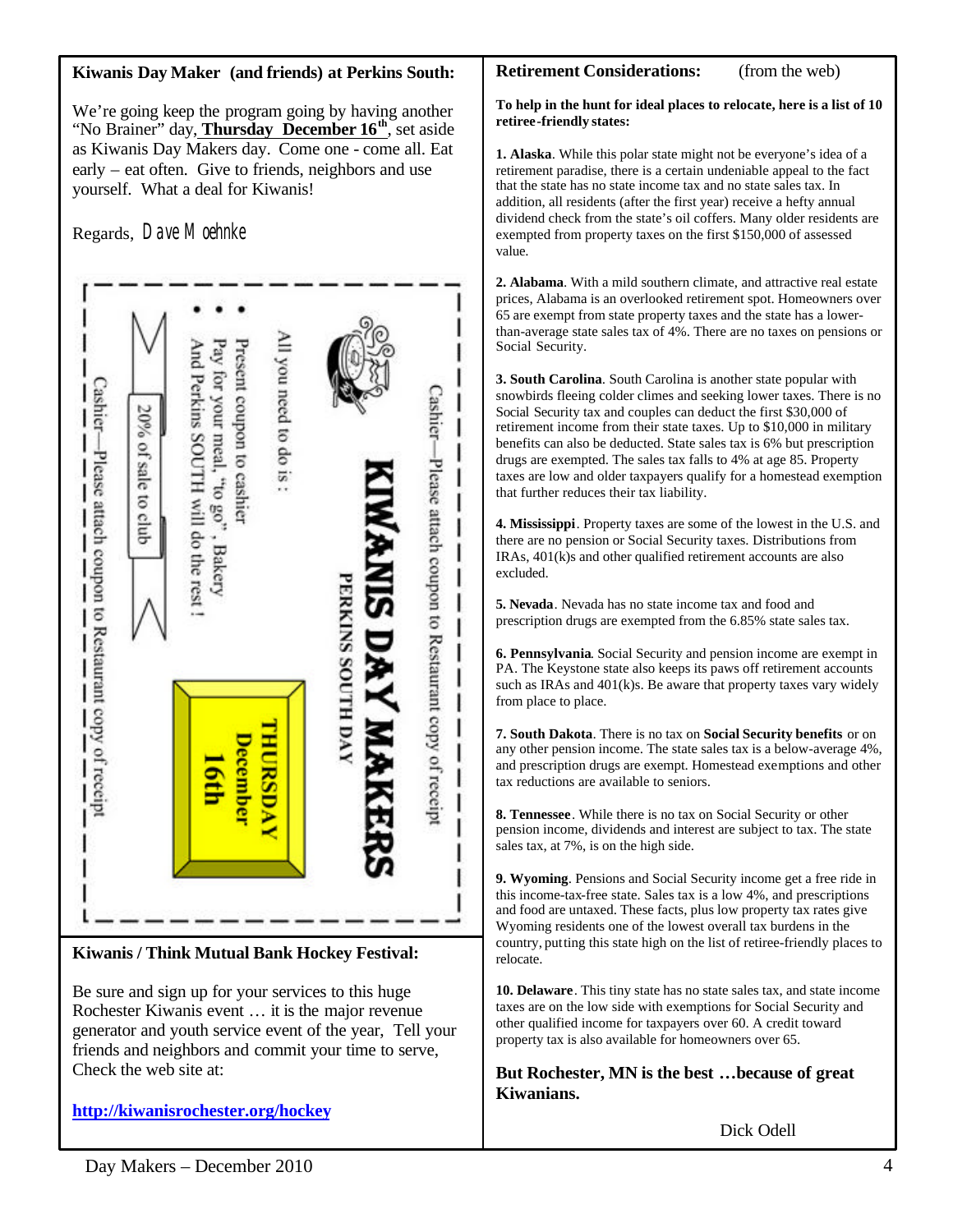**Kiwanis Day Maker (and friends) at Perkins South:**

We're going keep the program going by having another "No Brainer" day, **Thursday December 16th**, set aside as Kiwanis Day Makers day. Come one - come all. Eat early – eat often. Give to friends, neighbors and use yourself. What a deal for Kiwanis!

Regards, Dave Moehnke

Cashier—Please attach coupon to Restaurant copy of receipt

**KIWANIS DAY MAKERS**

PERKINS SOUTH DAY

All you need to do is :

- Present coupon to cashier
- Pay for your meal, "to go", Bakery
- And Perkins SOUTH will do the rest !

20% of sale to club

**THURSDAY December 16th**

Cashier—Please attach coupon to Restaurant copy of receipt

**Kiwanis / Think Mutual Bank Hockey Festival:**

Be sure and sign up for your services to this huge Rochester Kiwanis event … it is the major revenue generator and youth service event of the year, Tell your friends and neighbors and commit your time to serve, Check the web site at:

**http://kiwanisrochester.org/hockey**

**Retirement Considerations:** (from the web)

**To help in the hunt for ideal places to relocate, here is a list of 10 retiree-friendly states:**

**1. Alaska**. While this polar state might not be everyone's idea of a retirement paradise, there is a certain undeniable appeal to the fact that the state has no state income tax and no state sales tax. In addition, all residents (after the first year) receive a hefty annual dividend check from the state's oil coffers. Many older residents are exempted from property taxes on the first $150,000 of assessed value.

**2. Alabama**. With a mild southern climate, and attractive real estate prices, Alabama is an overlooked retirement spot. Homeowners over 65 are exempt from state property taxes and the state has a lower-than-average state sales tax of 4%. There are no taxes on pensions or Social Security.

**3. South Carolina**. South Carolina is another state popular with snowbirds fleeing colder climes and seeking lower taxes. There is no Social Security tax and couples can deduct the first $30,000 of retirement income from their state taxes. Up to $10,000 in military benefits can also be deducted. State sales tax is 6% but prescription drugs are exempted. The sales tax falls to 4% at age 85. Property taxes are low and older taxpayers qualify for a homestead exemption that further reduces their tax liability.

**4. Mississippi**. Property taxes are some of the lowest in the U.S. and there are no pension or Social Security taxes. Distributions from IRAs, 401(k)s and other qualified retirement accounts are also excluded.

**5. Nevada**. Nevada has no state income tax and food and prescription drugs are exempted from the 6.85% state sales tax.

**6. Pennsylvania**. Social Security and pension income are exempt in PA. The Keystone state also keeps its paws off retirement accounts such as IRAs and 401(k)s. Be aware that property taxes vary widely from place to place.

**7. South Dakota**. There is no tax on **Social Security benefits** or on any other pension income. The state sales tax is a below-average 4%, and prescription drugs are exempt. Homestead exemptions and other tax reductions are available to seniors.

**8. Tennessee**. While there is no tax on Social Security or other pension income, dividends and interest are subject to tax. The state sales tax, at 7%, is on the high side.

**9. Wyoming**. Pensions and Social Security income get a free ride in this income-tax-free state. Sales tax is a low 4%, and prescriptions and food are untaxed. These facts, plus low property tax rates give Wyoming residents one of the lowest overall tax burdens in the country, putting this state high on the list of retiree-friendly places to relocate.

**10. Delaware**. This tiny state has no state sales tax, and state income taxes are on the low side with exemptions for Social Security and other qualified income for taxpayers over 60. A credit toward property tax is also available for homeowners over 65.

**But Rochester, MN is the best …because of great Kiwanians.**

Dick Odell